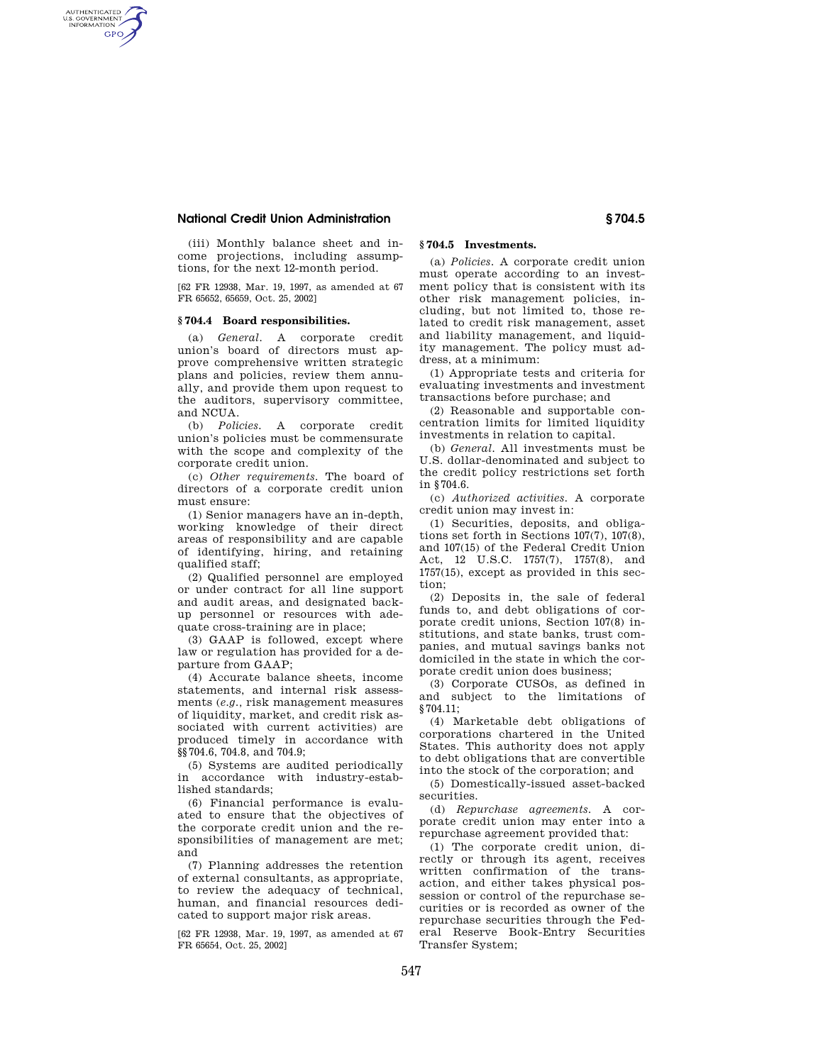(iii) Monthly balance sheet and income projections, including assumptions, for the next 12-month period.

[62 FR 12938, Mar. 19, 1997, as amended at 67 FR 65652, 65659, Oct. 25, 2002]

### § 704.4 Board responsibilities.

(a) *General.* A corporate credit union's board of directors must approve comprehensive written strategic plans and policies, review them annually, and provide them upon request to the auditors, supervisory committee, and NCUA.

(b) *Policies.* A corporate credit union's policies must be commensurate with the scope and complexity of the corporate credit union.

(c) *Other requirements.* The board of directors of a corporate credit union must ensure:

(1) Senior managers have an in-depth, working knowledge of their direct areas of responsibility and are capable of identifying, hiring, and retaining qualified staff;

(2) Qualified personnel are employed or under contract for all line support and audit areas, and designated backup personnel or resources with adequate cross-training are in place;

(3) GAAP is followed, except where law or regulation has provided for a departure from GAAP;

(4) Accurate balance sheets, income statements, and internal risk assessments (*e.g.*, risk management measures of liquidity, market, and credit risk associated with current activities) are produced timely in accordance with §§ 704.6, 704.8, and 704.9;

(5) Systems are audited periodically in accordance with industry-established standards;

(6) Financial performance is evaluated to ensure that the objectives of the corporate credit union and the responsibilities of management are met; and

(7) Planning addresses the retention of external consultants, as appropriate, to review the adequacy of technical, human, and financial resources dedicated to support major risk areas.

[62 FR 12938, Mar. 19, 1997, as amended at 67 FR 65654, Oct. 25, 2002]

### § 704.5 Investments.

(a) *Policies.* A corporate credit union must operate according to an investment policy that is consistent with its other risk management policies, including, but not limited to, those related to credit risk management, asset and liability management, and liquidity management. The policy must address, at a minimum:

(1) Appropriate tests and criteria for evaluating investments and investment transactions before purchase; and

(2) Reasonable and supportable concentration limits for limited liquidity investments in relation to capital.

(b) *General.* All investments must be U.S. dollar-denominated and subject to the credit policy restrictions set forth in § 704.6.

(c) *Authorized activities.* A corporate credit union may invest in:

(1) Securities, deposits, and obligations set forth in Sections 107(7), 107(8), and 107(15) of the Federal Credit Union Act, 12 U.S.C. 1757(7), 1757(8), and 1757(15), except as provided in this section;

(2) Deposits in, the sale of federal funds to, and debt obligations of corporate credit unions, Section 107(8) institutions, and state banks, trust companies, and mutual savings banks not domiciled in the state in which the corporate credit union does business;

(3) Corporate CUSOs, as defined in and subject to the limitations of § 704.11;

(4) Marketable debt obligations of corporations chartered in the United States. This authority does not apply to debt obligations that are convertible into the stock of the corporation; and

(5) Domestically-issued asset-backed securities.

(d) *Repurchase agreements.* A corporate credit union may enter into a repurchase agreement provided that:

(1) The corporate credit union, directly or through its agent, receives written confirmation of the transaction, and either takes physical possession or control of the repurchase securities or is recorded as owner of the repurchase securities through the Federal Reserve Book-Entry Securities Transfer System;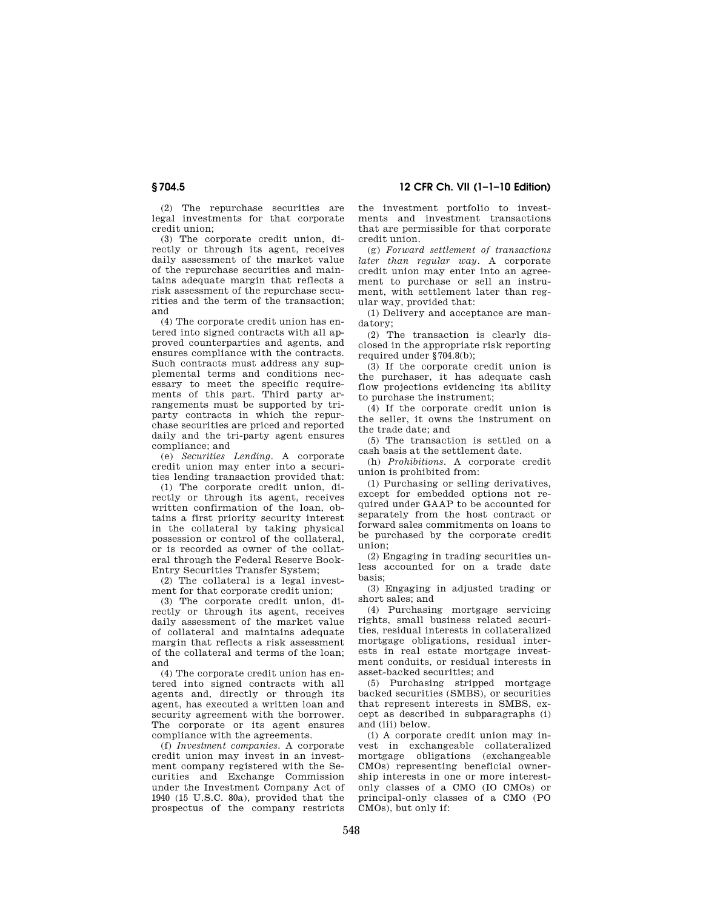(2) The repurchase securities are legal investments for that corporate credit union;

(3) The corporate credit union, directly or through its agent, receives daily assessment of the market value of the repurchase securities and maintains adequate margin that reflects a risk assessment of the repurchase securities and the term of the transaction; and

(4) The corporate credit union has entered into signed contracts with all approved counterparties and agents, and ensures compliance with the contracts. Such contracts must address any supplemental terms and conditions necessary to meet the specific requirements of this part. Third party arrangements must be supported by tri-party contracts in which the repurchase securities are priced and reported daily and the tri-party agent ensures compliance; and

(e) *Securities Lending.* A corporate credit union may enter into a securities lending transaction provided that:

(1) The corporate credit union, directly or through its agent, receives written confirmation of the loan, obtains a first priority security interest in the collateral by taking physical possession or control of the collateral, or is recorded as owner of the collateral through the Federal Reserve Book-Entry Securities Transfer System;

(2) The collateral is a legal investment for that corporate credit union;

(3) The corporate credit union, directly or through its agent, receives daily assessment of the market value of collateral and maintains adequate margin that reflects a risk assessment of the collateral and terms of the loan; and

(4) The corporate credit union has entered into signed contracts with all agents and, directly or through its agent, has executed a written loan and security agreement with the borrower. The corporate or its agent ensures compliance with the agreements.

(f) *Investment companies.* A corporate credit union may invest in an investment company registered with the Securities and Exchange Commission under the Investment Company Act of 1940 (15 U.S.C. 80a), provided that the prospectus of the company restricts the investment portfolio to investments and investment transactions that are permissible for that corporate credit union.

(g) *Forward settlement of transactions later than regular way.* A corporate credit union may enter into an agreement to purchase or sell an instrument, with settlement later than regular way, provided that:

(1) Delivery and acceptance are mandatory;

(2) The transaction is clearly disclosed in the appropriate risk reporting required under §704.8(b);

(3) If the corporate credit union is the purchaser, it has adequate cash flow projections evidencing its ability to purchase the instrument;

(4) If the corporate credit union is the seller, it owns the instrument on the trade date; and

(5) The transaction is settled on a cash basis at the settlement date.

(h) *Prohibitions.* A corporate credit union is prohibited from:

(1) Purchasing or selling derivatives, except for embedded options not required under GAAP to be accounted for separately from the host contract or forward sales commitments on loans to be purchased by the corporate credit union;

(2) Engaging in trading securities unless accounted for on a trade date basis;

(3) Engaging in adjusted trading or short sales; and

(4) Purchasing mortgage servicing rights, small business related securities, residual interests in collateralized mortgage obligations, residual interests in real estate mortgage investment conduits, or residual interests in asset-backed securities; and

(5) Purchasing stripped mortgage backed securities (SMBS), or securities that represent interests in SMBS, except as described in subparagraphs (i) and (iii) below.

(i) A corporate credit union may invest in exchangeable collateralized mortgage obligations (exchangeable CMOs) representing beneficial ownership interests in one or more interest-only classes of a CMO (IO CMOs) or principal-only classes of a CMO (PO CMOs), but only if: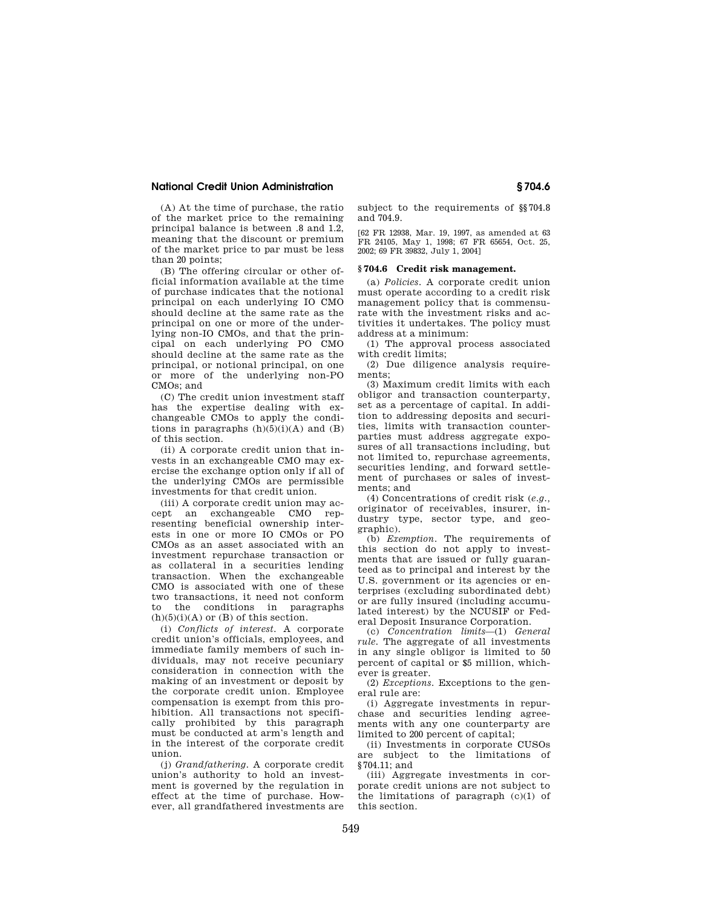(A) At the time of purchase, the ratio of the market price to the remaining principal balance is between .8 and 1.2, meaning that the discount or premium of the market price to par must be less than 20 points;

(B) The offering circular or other official information available at the time of purchase indicates that the notional principal on each underlying IO CMO should decline at the same rate as the principal on one or more of the underlying non-IO CMOs, and that the principal on each underlying PO CMO should decline at the same rate as the principal, or notional principal, on one or more of the underlying non-PO CMOs; and

(C) The credit union investment staff has the expertise dealing with exchangeable CMOs to apply the conditions in paragraphs (h)(5)(i)(A) and (B) of this section.

(ii) A corporate credit union that invests in an exchangeable CMO may exercise the exchange option only if all of the underlying CMOs are permissible investments for that credit union.

(iii) A corporate credit union may accept an exchangeable CMO representing beneficial ownership interests in one or more IO CMOs or PO CMOs as an asset associated with an investment repurchase transaction or as collateral in a securities lending transaction. When the exchangeable CMO is associated with one of these two transactions, it need not conform to the conditions in paragraphs (h)(5)(i)(A) or (B) of this section.

(i) *Conflicts of interest.* A corporate credit union's officials, employees, and immediate family members of such individuals, may not receive pecuniary consideration in connection with the making of an investment or deposit by the corporate credit union. Employee compensation is exempt from this prohibition. All transactions not specifically prohibited by this paragraph must be conducted at arm's length and in the interest of the corporate credit union.

(j) *Grandfathering.* A corporate credit union's authority to hold an investment is governed by the regulation in effect at the time of purchase. However, all grandfathered investments are subject to the requirements of §§704.8 and 704.9.

[62 FR 12938, Mar. 19, 1997, as amended at 63 FR 24105, May 1, 1998; 67 FR 65654, Oct. 25, 2002; 69 FR 39832, July 1, 2004]

## §704.6 Credit risk management.

(a) *Policies.* A corporate credit union must operate according to a credit risk management policy that is commensurate with the investment risks and activities it undertakes. The policy must address at a minimum:

(1) The approval process associated with credit limits;

(2) Due diligence analysis requirements;

(3) Maximum credit limits with each obligor and transaction counterparty, set as a percentage of capital. In addition to addressing deposits and securities, limits with transaction counterparties must address aggregate exposures of all transactions including, but not limited to, repurchase agreements, securities lending, and forward settlement of purchases or sales of investments; and

(4) Concentrations of credit risk (*e.g.*, originator of receivables, insurer, industry type, sector type, and geographic).

(b) *Exemption.* The requirements of this section do not apply to investments that are issued or fully guaranteed as to principal and interest by the U.S. government or its agencies or enterprises (excluding subordinated debt) or are fully insured (including accumulated interest) by the NCUSIF or Federal Deposit Insurance Corporation.

(c) *Concentration limits*—(1) *General rule.* The aggregate of all investments in any single obligor is limited to 50 percent of capital or $5 million, whichever is greater.

(2) *Exceptions.* Exceptions to the general rule are:

(i) Aggregate investments in repurchase and securities lending agreements with any one counterparty are limited to 200 percent of capital;

(ii) Investments in corporate CUSOs are subject to the limitations of §704.11; and

(iii) Aggregate investments in corporate credit unions are not subject to the limitations of paragraph (c)(1) of this section.